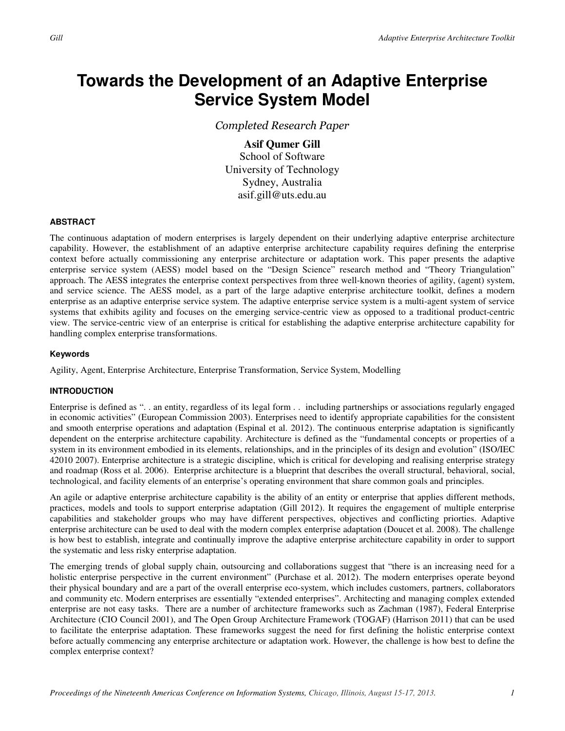# Towards the Development of an Adaptive Enterprise Service System Model

*Completed Research Paper*

**Asif Qumer Gill**
School of Software
University of Technology
Sydney, Australia
asif.gill@uts.edu.au

## ABSTRACT

The continuous adaptation of modern enterprises is largely dependent on their underlying adaptive enterprise architecture capability. However, the establishment of an adaptive enterprise architecture capability requires defining the enterprise context before actually commissioning any enterprise architecture or adaptation work. This paper presents the adaptive enterprise service system (AESS) model based on the "Design Science" research method and "Theory Triangulation" approach. The AESS integrates the enterprise context perspectives from three well-known theories of agility, (agent) system, and service science. The AESS model, as a part of the large adaptive enterprise architecture toolkit, defines a modern enterprise as an adaptive enterprise service system. The adaptive enterprise service system is a multi-agent system of service systems that exhibits agility and focuses on the emerging service-centric view as opposed to a traditional product-centric view. The service-centric view of an enterprise is critical for establishing the adaptive enterprise architecture capability for handling complex enterprise transformations.

### Keywords

Agility, Agent, Enterprise Architecture, Enterprise Transformation, Service System, Modelling

## INTRODUCTION

Enterprise is defined as ". . an entity, regardless of its legal form . . including partnerships or associations regularly engaged in economic activities" (European Commission 2003). Enterprises need to identify appropriate capabilities for the consistent and smooth enterprise operations and adaptation (Espinal et al. 2012). The continuous enterprise adaptation is significantly dependent on the enterprise architecture capability. Architecture is defined as the "fundamental concepts or properties of a system in its environment embodied in its elements, relationships, and in the principles of its design and evolution" (ISO/IEC 42010 2007). Enterprise architecture is a strategic discipline, which is critical for developing and realising enterprise strategy and roadmap (Ross et al. 2006). Enterprise architecture is a blueprint that describes the overall structural, behavioral, social, technological, and facility elements of an enterprise's operating environment that share common goals and principles.

An agile or adaptive enterprise architecture capability is the ability of an entity or enterprise that applies different methods, practices, models and tools to support enterprise adaptation (Gill 2012). It requires the engagement of multiple enterprise capabilities and stakeholder groups who may have different perspectives, objectives and conflicting priorties. Adaptive enterprise architecture can be used to deal with the modern complex enterprise adaptation (Doucet et al. 2008). The challenge is how best to establish, integrate and continually improve the adaptive enterprise architecture capability in order to support the systematic and less risky enterprise adaptation.

The emerging trends of global supply chain, outsourcing and collaborations suggest that "there is an increasing need for a holistic enterprise perspective in the current environment" (Purchase et al. 2012). The modern enterprises operate beyond their physical boundary and are a part of the overall enterprise eco-system, which includes customers, partners, collaborators and community etc. Modern enterprises are essentially "extended enterprises". Architecting and managing complex extended enterprise are not easy tasks. There are a number of architecture frameworks such as Zachman (1987), Federal Enterprise Architecture (CIO Council 2001), and The Open Group Architecture Framework (TOGAF) (Harrison 2011) that can be used to facilitate the enterprise adaptation. These frameworks suggest the need for first defining the holistic enterprise context before actually commencing any enterprise architecture or adaptation work. However, the challenge is how best to define the complex enterprise context?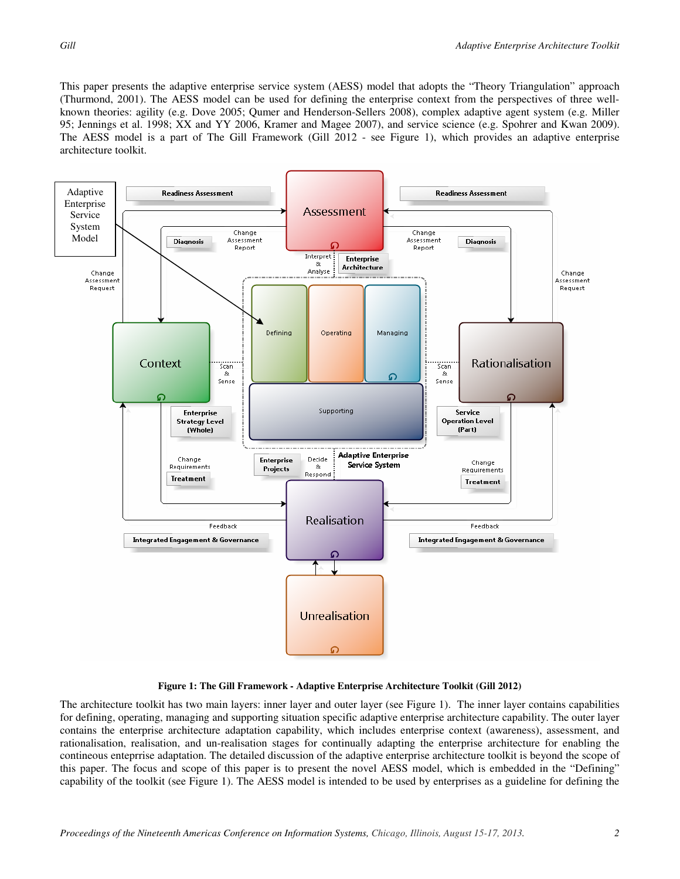This paper presents the adaptive enterprise service system (AESS) model that adopts the "Theory Triangulation" approach (Thurmond, 2001). The AESS model can be used for defining the enterprise context from the perspectives of three well-known theories: agility (e.g. Dove 2005; Qumer and Henderson-Sellers 2008), complex adaptive agent system (e.g. Miller 95; Jennings et al. 1998; XX and YY 2006, Kramer and Magee 2007), and service science (e.g. Spohrer and Kwan 2009). The AESS model is a part of The Gill Framework (Gill 2012 - see Figure 1), which provides an adaptive enterprise architecture toolkit.

**Figure 1: The Gill Framework - Adaptive Enterprise Architecture Toolkit (Gill 2012)**

The architecture toolkit has two main layers: inner layer and outer layer (see Figure 1). The inner layer contains capabilities for defining, operating, managing and supporting situation specific adaptive enterprise architecture capability. The outer layer contains the enterprise architecture adaptation capability, which includes enterprise context (awareness), assessment, and rationalisation, realisation, and un-realisation stages for continually adapting the enterprise architecture for enabling the contineous enteprrise adaptation. The detailed discussion of the adaptive enterprise architecture toolkit is beyond the scope of this paper. The focus and scope of this paper is to present the novel AESS model, which is embedded in the "Defining" capability of the toolkit (see Figure 1). The AESS model is intended to be used by enterprises as a guideline for defining the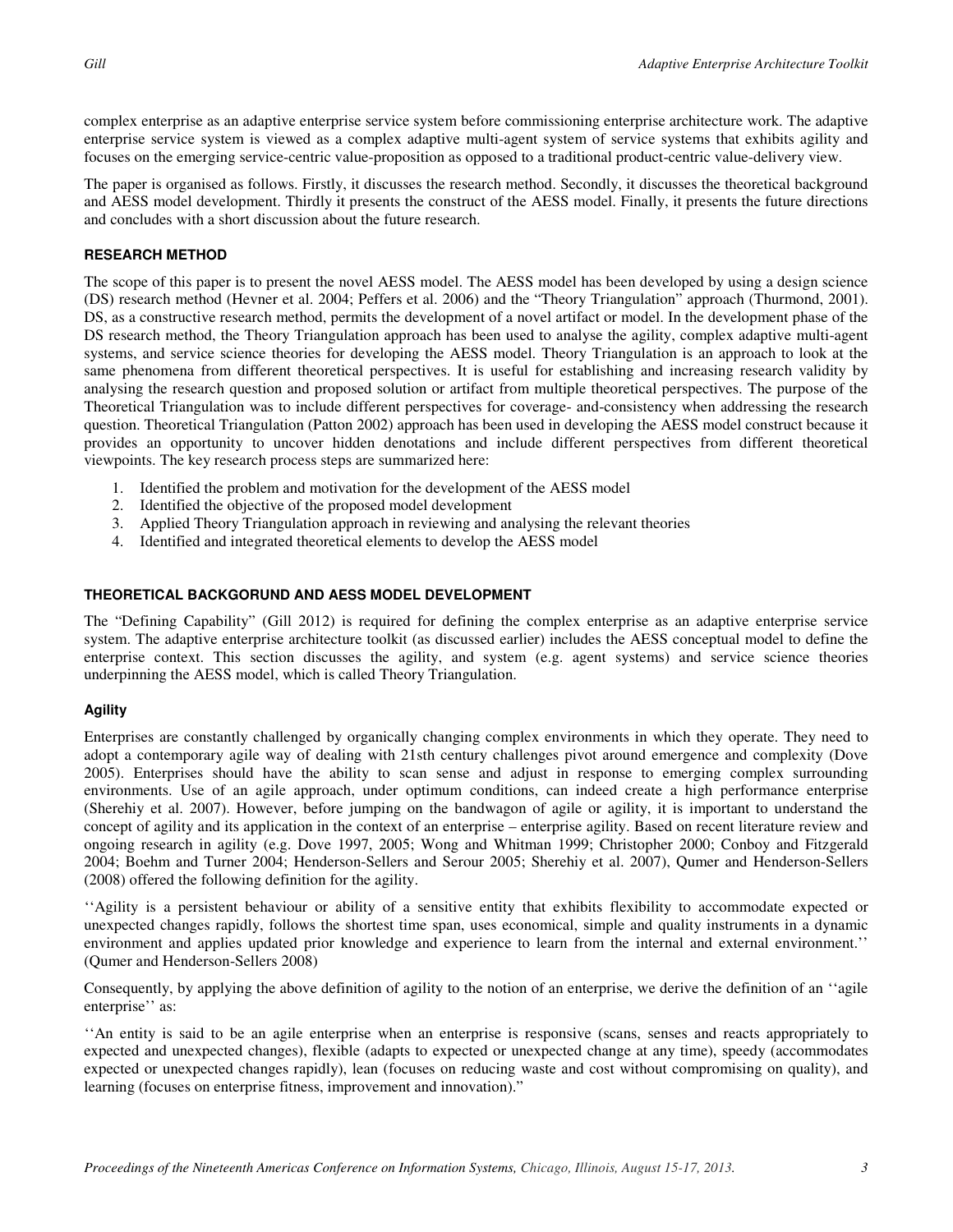complex enterprise as an adaptive enterprise service system before commissioning enterprise architecture work. The adaptive enterprise service system is viewed as a complex adaptive multi-agent system of service systems that exhibits agility and focuses on the emerging service-centric value-proposition as opposed to a traditional product-centric value-delivery view.

The paper is organised as follows. Firstly, it discusses the research method. Secondly, it discusses the theoretical background and AESS model development. Thirdly it presents the construct of the AESS model. Finally, it presents the future directions and concludes with a short discussion about the future research.

### RESEARCH METHOD

The scope of this paper is to present the novel AESS model. The AESS model has been developed by using a design science (DS) research method (Hevner et al. 2004; Peffers et al. 2006) and the "Theory Triangulation" approach (Thurmond, 2001). DS, as a constructive research method, permits the development of a novel artifact or model. In the development phase of the DS research method, the Theory Triangulation approach has been used to analyse the agility, complex adaptive multi-agent systems, and service science theories for developing the AESS model. Theory Triangulation is an approach to look at the same phenomena from different theoretical perspectives. It is useful for establishing and increasing research validity by analysing the research question and proposed solution or artifact from multiple theoretical perspectives. The purpose of the Theoretical Triangulation was to include different perspectives for coverage- and-consistency when addressing the research question. Theoretical Triangulation (Patton 2002) approach has been used in developing the AESS model construct because it provides an opportunity to uncover hidden denotations and include different perspectives from different theoretical viewpoints. The key research process steps are summarized here:

1. Identified the problem and motivation for the development of the AESS model
2. Identified the objective of the proposed model development
3. Applied Theory Triangulation approach in reviewing and analysing the relevant theories
4. Identified and integrated theoretical elements to develop the AESS model

### THEORETICAL BACKGORUND AND AESS MODEL DEVELOPMENT

The "Defining Capability" (Gill 2012) is required for defining the complex enterprise as an adaptive enterprise service system. The adaptive enterprise architecture toolkit (as discussed earlier) includes the AESS conceptual model to define the enterprise context. This section discusses the agility, and system (e.g. agent systems) and service science theories underpinning the AESS model, which is called Theory Triangulation.

#### Agility

Enterprises are constantly challenged by organically changing complex environments in which they operate. They need to adopt a contemporary agile way of dealing with 21sth century challenges pivot around emergence and complexity (Dove 2005). Enterprises should have the ability to scan sense and adjust in response to emerging complex surrounding environments. Use of an agile approach, under optimum conditions, can indeed create a high performance enterprise (Sherehiy et al. 2007). However, before jumping on the bandwagon of agile or agility, it is important to understand the concept of agility and its application in the context of an enterprise – enterprise agility. Based on recent literature review and ongoing research in agility (e.g. Dove 1997, 2005; Wong and Whitman 1999; Christopher 2000; Conboy and Fitzgerald 2004; Boehm and Turner 2004; Henderson-Sellers and Serour 2005; Sherehiy et al. 2007), Qumer and Henderson-Sellers (2008) offered the following definition for the agility.

''Agility is a persistent behaviour or ability of a sensitive entity that exhibits flexibility to accommodate expected or unexpected changes rapidly, follows the shortest time span, uses economical, simple and quality instruments in a dynamic environment and applies updated prior knowledge and experience to learn from the internal and external environment.'' (Qumer and Henderson-Sellers 2008)

Consequently, by applying the above definition of agility to the notion of an enterprise, we derive the definition of an ''agile enterprise'' as:

''An entity is said to be an agile enterprise when an enterprise is responsive (scans, senses and reacts appropriately to expected and unexpected changes), flexible (adapts to expected or unexpected change at any time), speedy (accommodates expected or unexpected changes rapidly), lean (focuses on reducing waste and cost without compromising on quality), and learning (focuses on enterprise fitness, improvement and innovation)."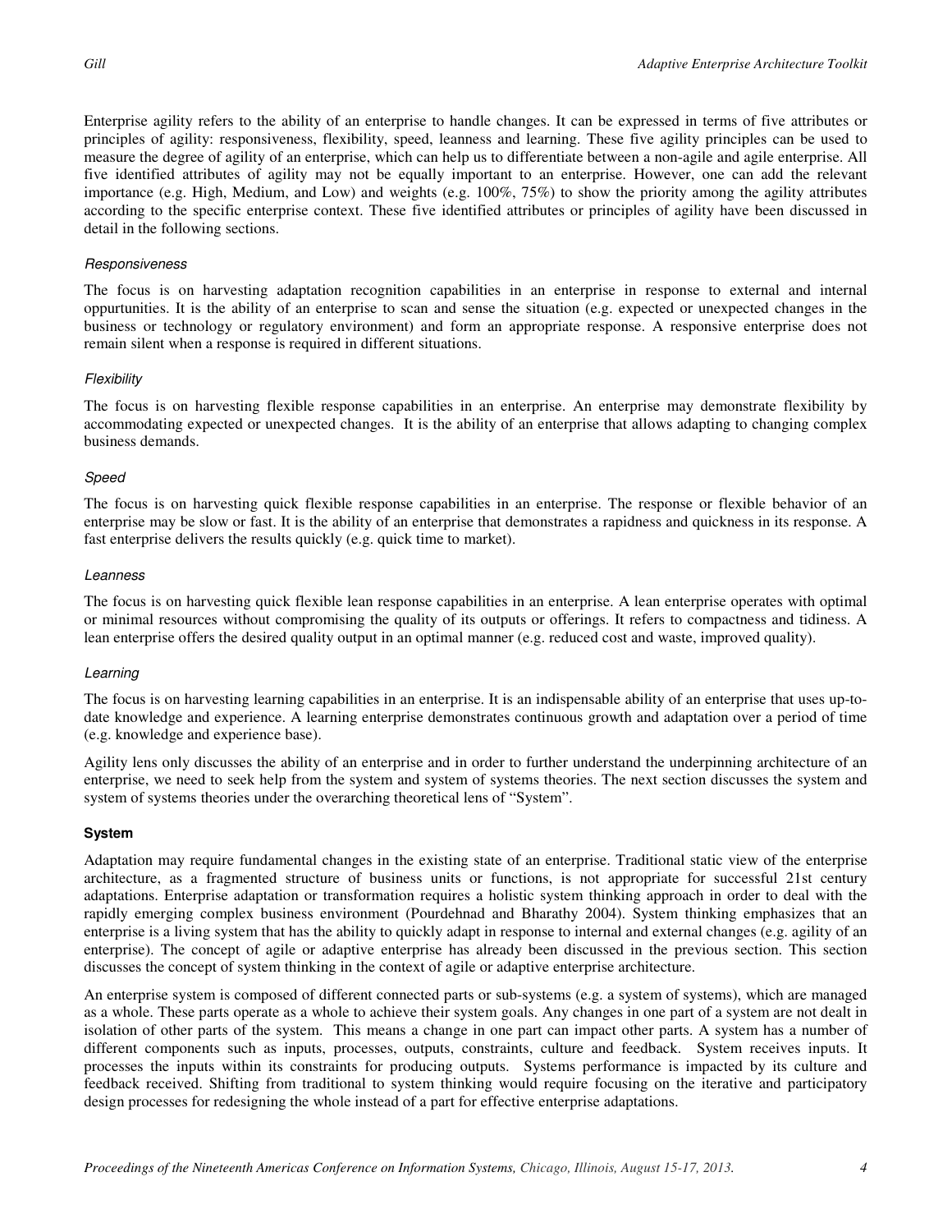Enterprise agility refers to the ability of an enterprise to handle changes. It can be expressed in terms of five attributes or principles of agility: responsiveness, flexibility, speed, leanness and learning. These five agility principles can be used to measure the degree of agility of an enterprise, which can help us to differentiate between a non-agile and agile enterprise. All five identified attributes of agility may not be equally important to an enterprise. However, one can add the relevant importance (e.g. High, Medium, and Low) and weights (e.g. 100%, 75%) to show the priority among the agility attributes according to the specific enterprise context. These five identified attributes or principles of agility have been discussed in detail in the following sections.

#### *Responsiveness*

The focus is on harvesting adaptation recognition capabilities in an enterprise in response to external and internal oppurtunities. It is the ability of an enterprise to scan and sense the situation (e.g. expected or unexpected changes in the business or technology or regulatory environment) and form an appropriate response. A responsive enterprise does not remain silent when a response is required in different situations.

#### *Flexibility*

The focus is on harvesting flexible response capabilities in an enterprise. An enterprise may demonstrate flexibility by accommodating expected or unexpected changes. It is the ability of an enterprise that allows adapting to changing complex business demands.

#### *Speed*

The focus is on harvesting quick flexible response capabilities in an enterprise. The response or flexible behavior of an enterprise may be slow or fast. It is the ability of an enterprise that demonstrates a rapidness and quickness in its response. A fast enterprise delivers the results quickly (e.g. quick time to market).

#### *Leanness*

The focus is on harvesting quick flexible lean response capabilities in an enterprise. A lean enterprise operates with optimal or minimal resources without compromising the quality of its outputs or offerings. It refers to compactness and tidiness. A lean enterprise offers the desired quality output in an optimal manner (e.g. reduced cost and waste, improved quality).

#### *Learning*

The focus is on harvesting learning capabilities in an enterprise. It is an indispensable ability of an enterprise that uses up-to-date knowledge and experience. A learning enterprise demonstrates continuous growth and adaptation over a period of time (e.g. knowledge and experience base).

Agility lens only discusses the ability of an enterprise and in order to further understand the underpinning architecture of an enterprise, we need to seek help from the system and system of systems theories. The next section discusses the system and system of systems theories under the overarching theoretical lens of "System".

### **System**

Adaptation may require fundamental changes in the existing state of an enterprise. Traditional static view of the enterprise architecture, as a fragmented structure of business units or functions, is not appropriate for successful 21st century adaptations. Enterprise adaptation or transformation requires a holistic system thinking approach in order to deal with the rapidly emerging complex business environment (Pourdehnad and Bharathy 2004). System thinking emphasizes that an enterprise is a living system that has the ability to quickly adapt in response to internal and external changes (e.g. agility of an enterprise). The concept of agile or adaptive enterprise has already been discussed in the previous section. This section discusses the concept of system thinking in the context of agile or adaptive enterprise architecture.

An enterprise system is composed of different connected parts or sub-systems (e.g. a system of systems), which are managed as a whole. These parts operate as a whole to achieve their system goals. Any changes in one part of a system are not dealt in isolation of other parts of the system. This means a change in one part can impact other parts. A system has a number of different components such as inputs, processes, outputs, constraints, culture and feedback. System receives inputs. It processes the inputs within its constraints for producing outputs. Systems performance is impacted by its culture and feedback received. Shifting from traditional to system thinking would require focusing on the iterative and participatory design processes for redesigning the whole instead of a part for effective enterprise adaptations.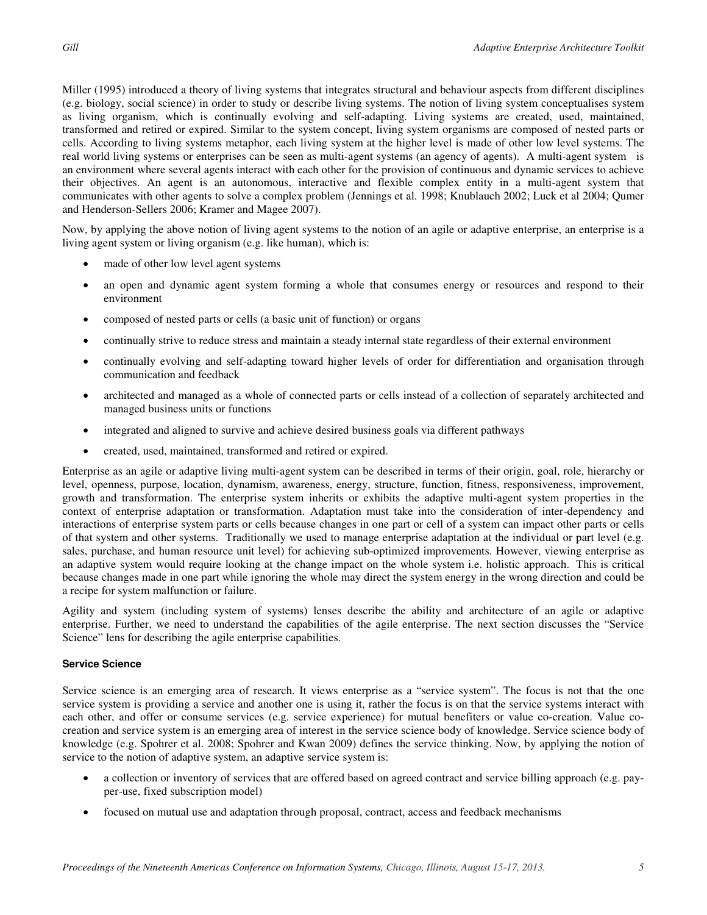Miller (1995) introduced a theory of living systems that integrates structural and behaviour aspects from different disciplines (e.g. biology, social science) in order to study or describe living systems. The notion of living system conceptualises system as living organism, which is continually evolving and self-adapting. Living systems are created, used, maintained, transformed and retired or expired. Similar to the system concept, living system organisms are composed of nested parts or cells. According to living systems metaphor, each living system at the higher level is made of other low level systems. The real world living systems or enterprises can be seen as multi-agent systems (an agency of agents). A multi-agent system is an environment where several agents interact with each other for the provision of continuous and dynamic services to achieve their objectives. An agent is an autonomous, interactive and flexible complex entity in a multi-agent system that communicates with other agents to solve a complex problem (Jennings et al. 1998; Knublauch 2002; Luck et al 2004; Qumer and Henderson-Sellers 2006; Kramer and Magee 2007).

Now, by applying the above notion of living agent systems to the notion of an agile or adaptive enterprise, an enterprise is a living agent system or living organism (e.g. like human), which is:

- made of other low level agent systems
- an open and dynamic agent system forming a whole that consumes energy or resources and respond to their environment
- composed of nested parts or cells (a basic unit of function) or organs
- continually strive to reduce stress and maintain a steady internal state regardless of their external environment
- continually evolving and self-adapting toward higher levels of order for differentiation and organisation through communication and feedback
- architected and managed as a whole of connected parts or cells instead of a collection of separately architected and managed business units or functions
- integrated and aligned to survive and achieve desired business goals via different pathways
- created, used, maintained, transformed and retired or expired.

Enterprise as an agile or adaptive living multi-agent system can be described in terms of their origin, goal, role, hierarchy or level, openness, purpose, location, dynamism, awareness, energy, structure, function, fitness, responsiveness, improvement, growth and transformation. The enterprise system inherits or exhibits the adaptive multi-agent system properties in the context of enterprise adaptation or transformation. Adaptation must take into the consideration of inter-dependency and interactions of enterprise system parts or cells because changes in one part or cell of a system can impact other parts or cells of that system and other systems. Traditionally we used to manage enterprise adaptation at the individual or part level (e.g. sales, purchase, and human resource unit level) for achieving sub-optimized improvements. However, viewing enterprise as an adaptive system would require looking at the change impact on the whole system i.e. holistic approach. This is critical because changes made in one part while ignoring the whole may direct the system energy in the wrong direction and could be a recipe for system malfunction or failure.

Agility and system (including system of systems) lenses describe the ability and architecture of an agile or adaptive enterprise. Further, we need to understand the capabilities of the agile enterprise. The next section discusses the "Service Science" lens for describing the agile enterprise capabilities.

#### Service Science

Service science is an emerging area of research. It views enterprise as a "service system". The focus is not that the one service system is providing a service and another one is using it, rather the focus is on that the service systems interact with each other, and offer or consume services (e.g. service experience) for mutual benefiters or value co-creation. Value co-creation and service system is an emerging area of interest in the service science body of knowledge. Service science body of knowledge (e.g. Spohrer et al. 2008; Spohrer and Kwan 2009) defines the service thinking. Now, by applying the notion of service to the notion of adaptive system, an adaptive service system is:

- a collection or inventory of services that are offered based on agreed contract and service billing approach (e.g. pay-per-use, fixed subscription model)
- focused on mutual use and adaptation through proposal, contract, access and feedback mechanisms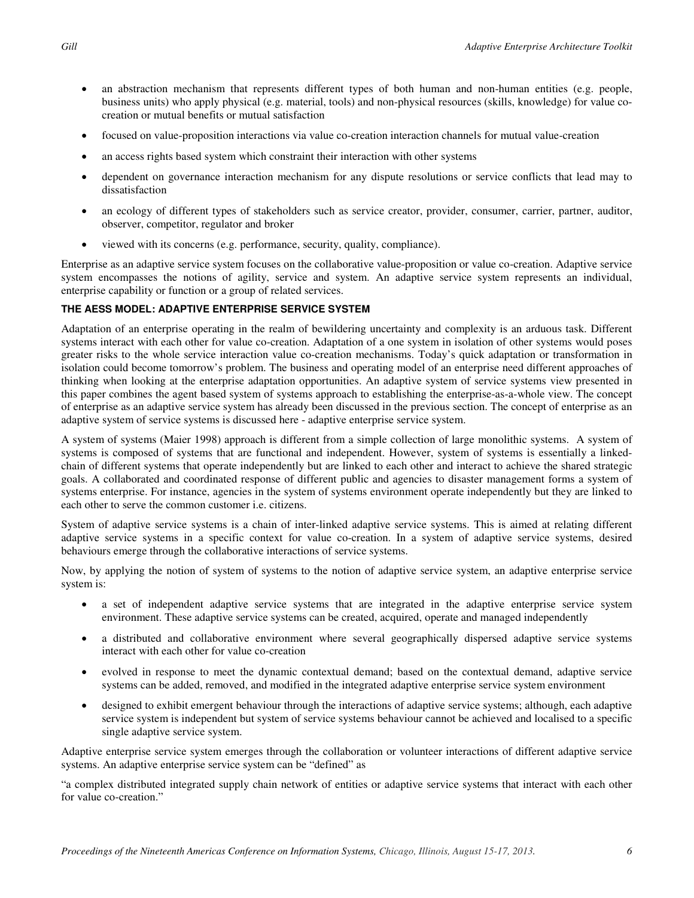- an abstraction mechanism that represents different types of both human and non-human entities (e.g. people, business units) who apply physical (e.g. material, tools) and non-physical resources (skills, knowledge) for value co-creation or mutual benefits or mutual satisfaction
- focused on value-proposition interactions via value co-creation interaction channels for mutual value-creation
- an access rights based system which constraint their interaction with other systems
- dependent on governance interaction mechanism for any dispute resolutions or service conflicts that lead may to dissatisfaction
- an ecology of different types of stakeholders such as service creator, provider, consumer, carrier, partner, auditor, observer, competitor, regulator and broker
- viewed with its concerns (e.g. performance, security, quality, compliance).

Enterprise as an adaptive service system focuses on the collaborative value-proposition or value co-creation. Adaptive service system encompasses the notions of agility, service and system. An adaptive service system represents an individual, enterprise capability or function or a group of related services.

## THE AESS MODEL: ADAPTIVE ENTERPRISE SERVICE SYSTEM

Adaptation of an enterprise operating in the realm of bewildering uncertainty and complexity is an arduous task. Different systems interact with each other for value co-creation. Adaptation of a one system in isolation of other systems would poses greater risks to the whole service interaction value co-creation mechanisms. Today's quick adaptation or transformation in isolation could become tomorrow's problem. The business and operating model of an enterprise need different approaches of thinking when looking at the enterprise adaptation opportunities. An adaptive system of service systems view presented in this paper combines the agent based system of systems approach to establishing the enterprise-as-a-whole view. The concept of enterprise as an adaptive service system has already been discussed in the previous section. The concept of enterprise as an adaptive system of service systems is discussed here - adaptive enterprise service system.

A system of systems (Maier 1998) approach is different from a simple collection of large monolithic systems. A system of systems is composed of systems that are functional and independent. However, system of systems is essentially a linked-chain of different systems that operate independently but are linked to each other and interact to achieve the shared strategic goals. A collaborated and coordinated response of different public and agencies to disaster management forms a system of systems enterprise. For instance, agencies in the system of systems environment operate independently but they are linked to each other to serve the common customer i.e. citizens.

System of adaptive service systems is a chain of inter-linked adaptive service systems. This is aimed at relating different adaptive service systems in a specific context for value co-creation. In a system of adaptive service systems, desired behaviours emerge through the collaborative interactions of service systems.

Now, by applying the notion of system of systems to the notion of adaptive service system, an adaptive enterprise service system is:

- a set of independent adaptive service systems that are integrated in the adaptive enterprise service system environment. These adaptive service systems can be created, acquired, operate and managed independently
- a distributed and collaborative environment where several geographically dispersed adaptive service systems interact with each other for value co-creation
- evolved in response to meet the dynamic contextual demand; based on the contextual demand, adaptive service systems can be added, removed, and modified in the integrated adaptive enterprise service system environment
- designed to exhibit emergent behaviour through the interactions of adaptive service systems; although, each adaptive service system is independent but system of service systems behaviour cannot be achieved and localised to a specific single adaptive service system.

Adaptive enterprise service system emerges through the collaboration or volunteer interactions of different adaptive service systems. An adaptive enterprise service system can be "defined" as

"a complex distributed integrated supply chain network of entities or adaptive service systems that interact with each other for value co-creation."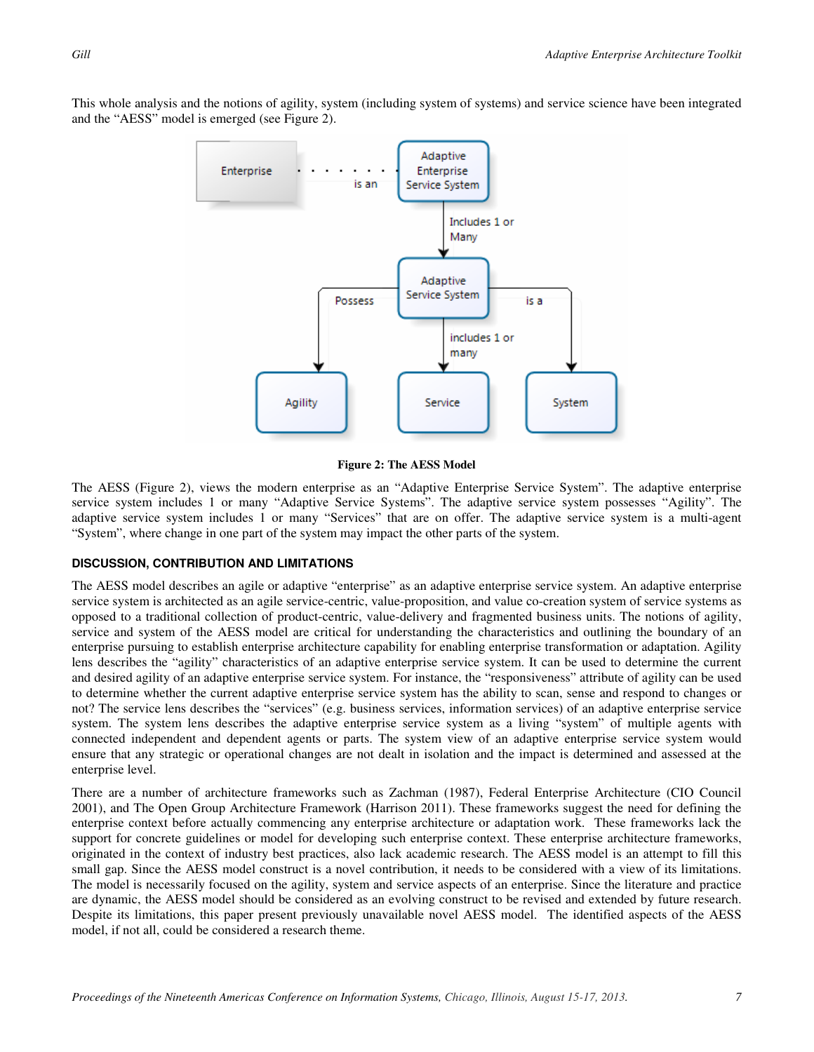This whole analysis and the notions of agility, system (including system of systems) and service science have been integrated and the "AESS" model is emerged (see Figure 2).

**Figure 2: The AESS Model**

The AESS (Figure 2), views the modern enterprise as an "Adaptive Enterprise Service System". The adaptive enterprise service system includes 1 or many "Adaptive Service Systems". The adaptive service system possesses "Agility". The adaptive service system includes 1 or many "Services" that are on offer. The adaptive service system is a multi-agent "System", where change in one part of the system may impact the other parts of the system.

## DISCUSSION, CONTRIBUTION AND LIMITATIONS

The AESS model describes an agile or adaptive "enterprise" as an adaptive enterprise service system. An adaptive enterprise service system is architected as an agile service-centric, value-proposition, and value co-creation system of service systems as opposed to a traditional collection of product-centric, value-delivery and fragmented business units. The notions of agility, service and system of the AESS model are critical for understanding the characteristics and outlining the boundary of an enterprise pursuing to establish enterprise architecture capability for enabling enterprise transformation or adaptation. Agility lens describes the "agility" characteristics of an adaptive enterprise service system. It can be used to determine the current and desired agility of an adaptive enterprise service system. For instance, the "responsiveness" attribute of agility can be used to determine whether the current adaptive enterprise service system has the ability to scan, sense and respond to changes or not? The service lens describes the "services" (e.g. business services, information services) of an adaptive enterprise service system. The system lens describes the adaptive enterprise service system as a living "system" of multiple agents with connected independent and dependent agents or parts. The system view of an adaptive enterprise service system would ensure that any strategic or operational changes are not dealt in isolation and the impact is determined and assessed at the enterprise level.

There are a number of architecture frameworks such as Zachman (1987), Federal Enterprise Architecture (CIO Council 2001), and The Open Group Architecture Framework (Harrison 2011). These frameworks suggest the need for defining the enterprise context before actually commencing any enterprise architecture or adaptation work. These frameworks lack the support for concrete guidelines or model for developing such enterprise context. These enterprise architecture frameworks, originated in the context of industry best practices, also lack academic research. The AESS model is an attempt to fill this small gap. Since the AESS model construct is a novel contribution, it needs to be considered with a view of its limitations. The model is necessarily focused on the agility, system and service aspects of an enterprise. Since the literature and practice are dynamic, the AESS model should be considered as an evolving construct to be revised and extended by future research. Despite its limitations, this paper present previously unavailable novel AESS model. The identified aspects of the AESS model, if not all, could be considered a research theme.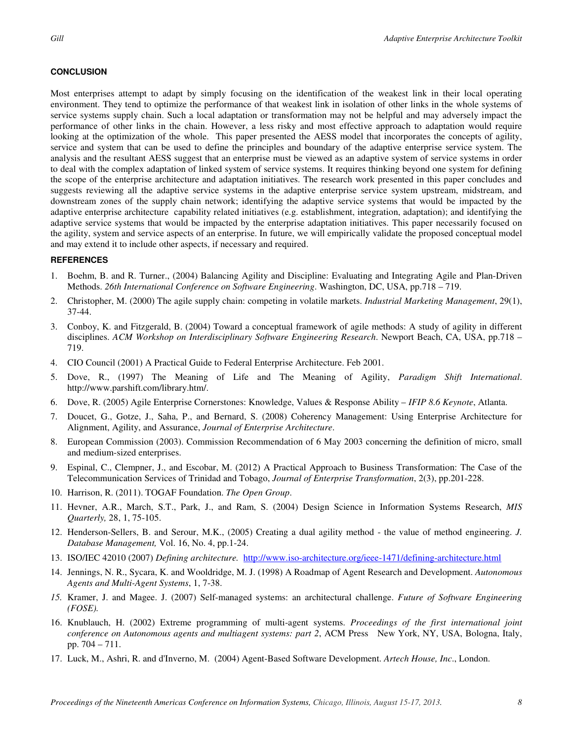## CONCLUSION

Most enterprises attempt to adapt by simply focusing on the identification of the weakest link in their local operating environment. They tend to optimize the performance of that weakest link in isolation of other links in the whole systems of service systems supply chain. Such a local adaptation or transformation may not be helpful and may adversely impact the performance of other links in the chain. However, a less risky and most effective approach to adaptation would require looking at the optimization of the whole. This paper presented the AESS model that incorporates the concepts of agility, service and system that can be used to define the principles and boundary of the adaptive enterprise service system. The analysis and the resultant AESS suggest that an enterprise must be viewed as an adaptive system of service systems in order to deal with the complex adaptation of linked system of service systems. It requires thinking beyond one system for defining the scope of the enterprise architecture and adaptation initiatives. The research work presented in this paper concludes and suggests reviewing all the adaptive service systems in the adaptive enterprise service system upstream, midstream, and downstream zones of the supply chain network; identifying the adaptive service systems that would be impacted by the adaptive enterprise architecture capability related initiatives (e.g. establishment, integration, adaptation); and identifying the adaptive service systems that would be impacted by the enterprise adaptation initiatives. This paper necessarily focused on the agility, system and service aspects of an enterprise. In future, we will empirically validate the proposed conceptual model and may extend it to include other aspects, if necessary and required.

## REFERENCES

1. Boehm, B. and R. Turner., (2004) Balancing Agility and Discipline: Evaluating and Integrating Agile and Plan-Driven Methods. *26th International Conference on Software Engineering*. Washington, DC, USA, pp.718 – 719.
2. Christopher, M. (2000) The agile supply chain: competing in volatile markets. *Industrial Marketing Management*, 29(1), 37-44.
3. Conboy, K. and Fitzgerald, B. (2004) Toward a conceptual framework of agile methods: A study of agility in different disciplines. *ACM Workshop on Interdisciplinary Software Engineering Research*. Newport Beach, CA, USA, pp.718 – 719.
4. CIO Council (2001) A Practical Guide to Federal Enterprise Architecture. Feb 2001.
5. Dove, R., (1997) The Meaning of Life and The Meaning of Agility, *Paradigm Shift International*. http://www.parshift.com/library.htm/.
6. Dove, R. (2005) Agile Enterprise Cornerstones: Knowledge, Values & Response Ability – *IFIP 8.6 Keynote*, Atlanta.
7. Doucet, G., Gotze, J., Saha, P., and Bernard, S. (2008) Coherency Management: Using Enterprise Architecture for Alignment, Agility, and Assurance, *Journal of Enterprise Architecture*.
8. European Commission (2003). Commission Recommendation of 6 May 2003 concerning the definition of micro, small and medium-sized enterprises.
9. Espinal, C., Clempner, J., and Escobar, M. (2012) A Practical Approach to Business Transformation: The Case of the Telecommunication Services of Trinidad and Tobago, *Journal of Enterprise Transformation*, 2(3), pp.201-228.
10. Harrison, R. (2011). TOGAF Foundation. *The Open Group*.
11. Hevner, A.R., March, S.T., Park, J., and Ram, S. (2004) Design Science in Information Systems Research, *MIS Quarterly,* 28, 1, 75-105.
12. Henderson-Sellers, B. and Serour, M.K., (2005) Creating a dual agility method - the value of method engineering. *J. Database Management,* Vol. 16, No. 4, pp.1-24.
13. ISO/IEC 42010 (2007) *Defining architecture.* http://www.iso-architecture.org/ieee-1471/defining-architecture.html
14. Jennings, N. R., Sycara, K. and Wooldridge, M. J. (1998) A Roadmap of Agent Research and Development. *Autonomous Agents and Multi-Agent Systems*, 1, 7-38.
15. Kramer, J. and Magee. J. (2007) Self-managed systems: an architectural challenge. *Future of Software Engineering (FOSE).*
16. Knublauch, H. (2002) Extreme programming of multi-agent systems. *Proceedings of the first international joint conference on Autonomous agents and multiagent systems: part 2*, ACM Press New York, NY, USA, Bologna, Italy, pp. 704 – 711.
17. Luck, M., Ashri, R. and d'Inverno, M. (2004) Agent-Based Software Development. *Artech House, Inc*., London.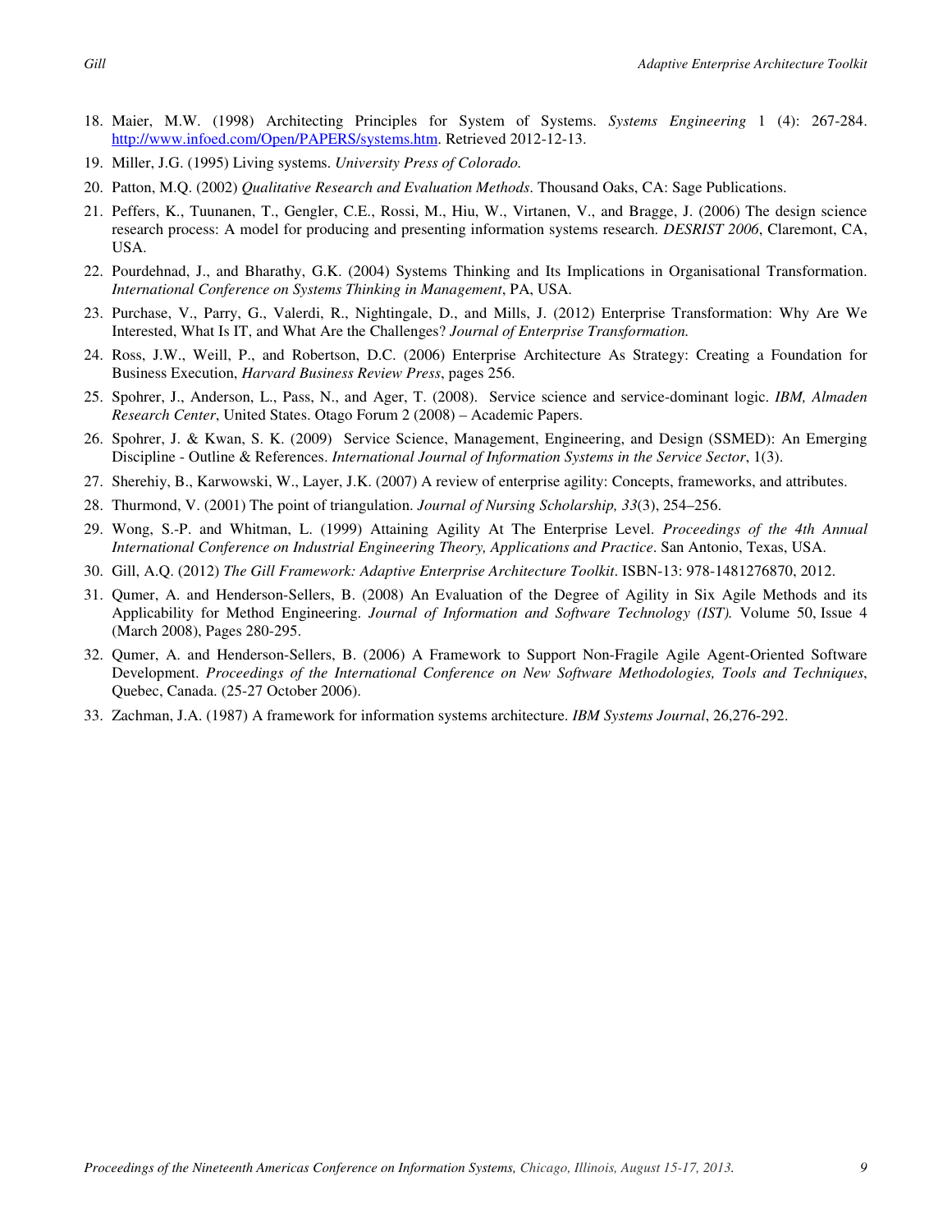18. Maier, M.W. (1998) Architecting Principles for System of Systems. *Systems Engineering* 1 (4): 267-284. http://www.infoed.com/Open/PAPERS/systems.htm. Retrieved 2012-12-13.
19. Miller, J.G. (1995) Living systems. *University Press of Colorado.*
20. Patton, M.Q. (2002) *Qualitative Research and Evaluation Methods*. Thousand Oaks, CA: Sage Publications.
21. Peffers, K., Tuunanen, T., Gengler, C.E., Rossi, M., Hiu, W., Virtanen, V., and Bragge, J. (2006) The design science research process: A model for producing and presenting information systems research. *DESRIST 2006*, Claremont, CA, USA.
22. Pourdehnad, J., and Bharathy, G.K. (2004) Systems Thinking and Its Implications in Organisational Transformation. *International Conference on Systems Thinking in Management*, PA, USA.
23. Purchase, V., Parry, G., Valerdi, R., Nightingale, D., and Mills, J. (2012) Enterprise Transformation: Why Are We Interested, What Is IT, and What Are the Challenges? *Journal of Enterprise Transformation.*
24. Ross, J.W., Weill, P., and Robertson, D.C. (2006) Enterprise Architecture As Strategy: Creating a Foundation for Business Execution, *Harvard Business Review Press*, pages 256.
25. Spohrer, J., Anderson, L., Pass, N., and Ager, T. (2008). Service science and service-dominant logic. *IBM, Almaden Research Center*, United States. Otago Forum 2 (2008) – Academic Papers.
26. Spohrer, J. & Kwan, S. K. (2009) Service Science, Management, Engineering, and Design (SSMED): An Emerging Discipline - Outline & References. *International Journal of Information Systems in the Service Sector*, 1(3).
27. Sherehiy, B., Karwowski, W., Layer, J.K. (2007) A review of enterprise agility: Concepts, frameworks, and attributes.
28. Thurmond, V. (2001) The point of triangulation. *Journal of Nursing Scholarship, 33*(3), 254–256.
29. Wong, S.-P. and Whitman, L. (1999) Attaining Agility At The Enterprise Level. *Proceedings of the 4th Annual International Conference on Industrial Engineering Theory, Applications and Practice*. San Antonio, Texas, USA.
30. Gill, A.Q. (2012) *The Gill Framework: Adaptive Enterprise Architecture Toolkit*. ISBN-13: 978-1481276870, 2012.
31. Qumer, A. and Henderson-Sellers, B. (2008) An Evaluation of the Degree of Agility in Six Agile Methods and its Applicability for Method Engineering. *Journal of Information and Software Technology (IST).* Volume 50, Issue 4 (March 2008), Pages 280-295.
32. Qumer, A. and Henderson-Sellers, B. (2006) A Framework to Support Non-Fragile Agile Agent-Oriented Software Development. *Proceedings of the International Conference on New Software Methodologies, Tools and Techniques*, Quebec, Canada. (25-27 October 2006).
33. Zachman, J.A. (1987) A framework for information systems architecture. *IBM Systems Journal*, 26,276-292.